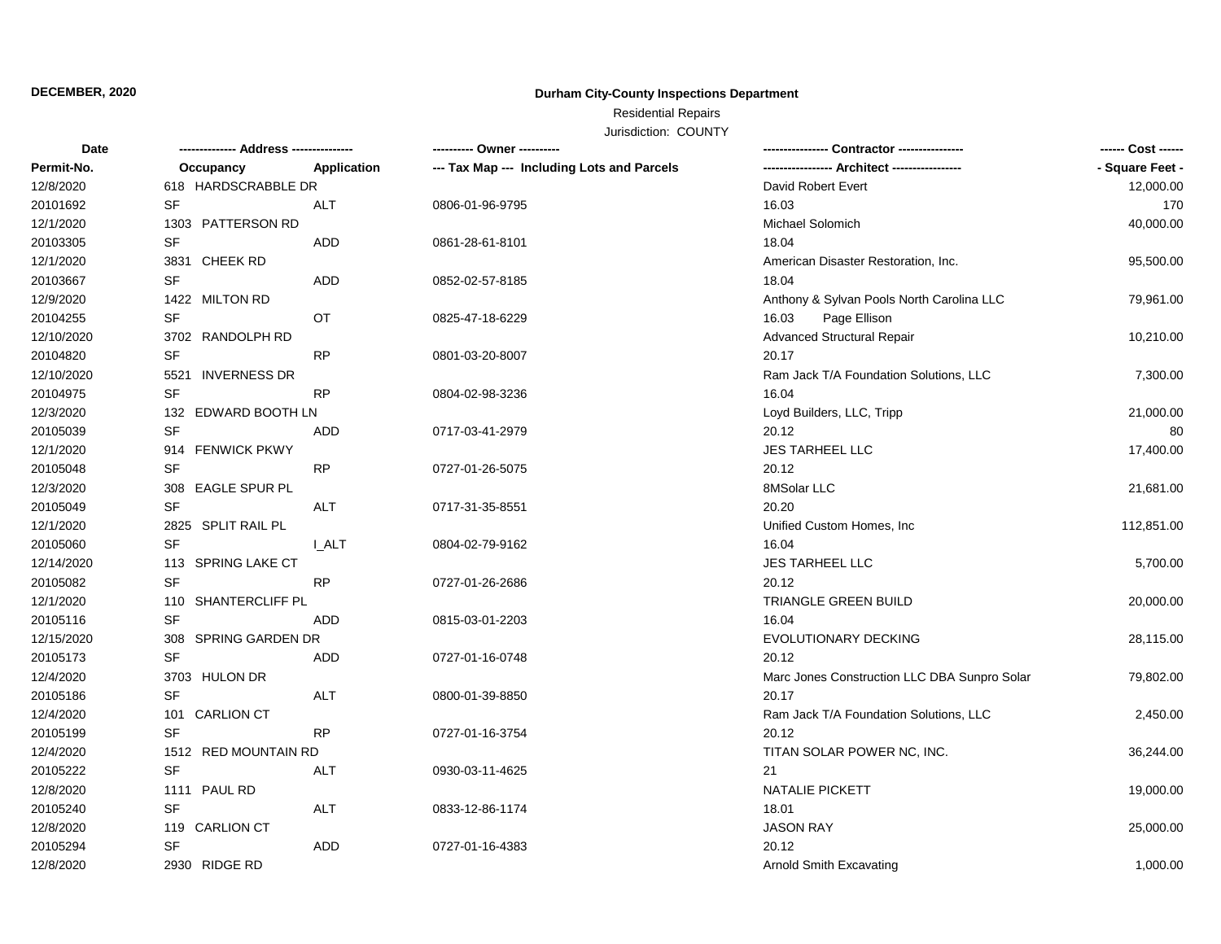**DECEMBER, 2020**

## Durham City-County Inspections Department

Residential Repairs

Jurisdiction: COUNTY

| Date | ------------- Address -------------- | | ---------- Owner ---------- | ---------------- Contractor ---------------- | ------ Cost ------ |
|---|---|---|---|---|---|
| Permit-No. | Occupancy | Application | --- Tax Map --- Including Lots and Parcels | ----------------- Architect ----------------- | - Square Feet - |
| 12/8/2020 | 618 HARDSCRABBLE DR | | | David Robert Evert | 12,000.00 |
| 20101692 | SF | ALT | 0806-01-96-9795 | 16.03 | 170 |
| 12/1/2020 | 1303 PATTERSON RD | | | Michael Solomich | 40,000.00 |
| 20103305 | SF | ADD | 0861-28-61-8101 | 18.04 | |
| 12/1/2020 | 3831 CHEEK RD | | | American Disaster Restoration, Inc. | 95,500.00 |
| 20103667 | SF | ADD | 0852-02-57-8185 | 18.04 | |
| 12/9/2020 | 1422 MILTON RD | | | Anthony & Sylvan Pools North Carolina LLC | 79,961.00 |
| 20104255 | SF | OT | 0825-47-18-6229 | 16.03 Page Ellison | |
| 12/10/2020 | 3702 RANDOLPH RD | | | Advanced Structural Repair | 10,210.00 |
| 20104820 | SF | RP | 0801-03-20-8007 | 20.17 | |
| 12/10/2020 | 5521 INVERNESS DR | | | Ram Jack T/A Foundation Solutions, LLC | 7,300.00 |
| 20104975 | SF | RP | 0804-02-98-3236 | 16.04 | |
| 12/3/2020 | 132 EDWARD BOOTH LN | | | Loyd Builders, LLC, Tripp | 21,000.00 |
| 20105039 | SF | ADD | 0717-03-41-2979 | 20.12 | 80 |
| 12/1/2020 | 914 FENWICK PKWY | | | JES TARHEEL LLC | 17,400.00 |
| 20105048 | SF | RP | 0727-01-26-5075 | 20.12 | |
| 12/3/2020 | 308 EAGLE SPUR PL | | | 8MSolar LLC | 21,681.00 |
| 20105049 | SF | ALT | 0717-31-35-8551 | 20.20 | |
| 12/1/2020 | 2825 SPLIT RAIL PL | | | Unified Custom Homes, Inc | 112,851.00 |
| 20105060 | SF | I_ALT | 0804-02-79-9162 | 16.04 | |
| 12/14/2020 | 113 SPRING LAKE CT | | | JES TARHEEL LLC | 5,700.00 |
| 20105082 | SF | RP | 0727-01-26-2686 | 20.12 | |
| 12/1/2020 | 110 SHANTERCLIFF PL | | | TRIANGLE GREEN BUILD | 20,000.00 |
| 20105116 | SF | ADD | 0815-03-01-2203 | 16.04 | |
| 12/15/2020 | 308 SPRING GARDEN DR | | | EVOLUTIONARY DECKING | 28,115.00 |
| 20105173 | SF | ADD | 0727-01-16-0748 | 20.12 | |
| 12/4/2020 | 3703 HULON DR | | | Marc Jones Construction LLC DBA Sunpro Solar | 79,802.00 |
| 20105186 | SF | ALT | 0800-01-39-8850 | 20.17 | |
| 12/4/2020 | 101 CARLION CT | | | Ram Jack T/A Foundation Solutions, LLC | 2,450.00 |
| 20105199 | SF | RP | 0727-01-16-3754 | 20.12 | |
| 12/4/2020 | 1512 RED MOUNTAIN RD | | | TITAN SOLAR POWER NC, INC. | 36,244.00 |
| 20105222 | SF | ALT | 0930-03-11-4625 | 21 | |
| 12/8/2020 | 1111 PAUL RD | | | NATALIE PICKETT | 19,000.00 |
| 20105240 | SF | ALT | 0833-12-86-1174 | 18.01 | |
| 12/8/2020 | 119 CARLION CT | | | JASON RAY | 25,000.00 |
| 20105294 | SF | ADD | 0727-01-16-4383 | 20.12 | |
| 12/8/2020 | 2930 RIDGE RD | | | Arnold Smith Excavating | 1,000.00 |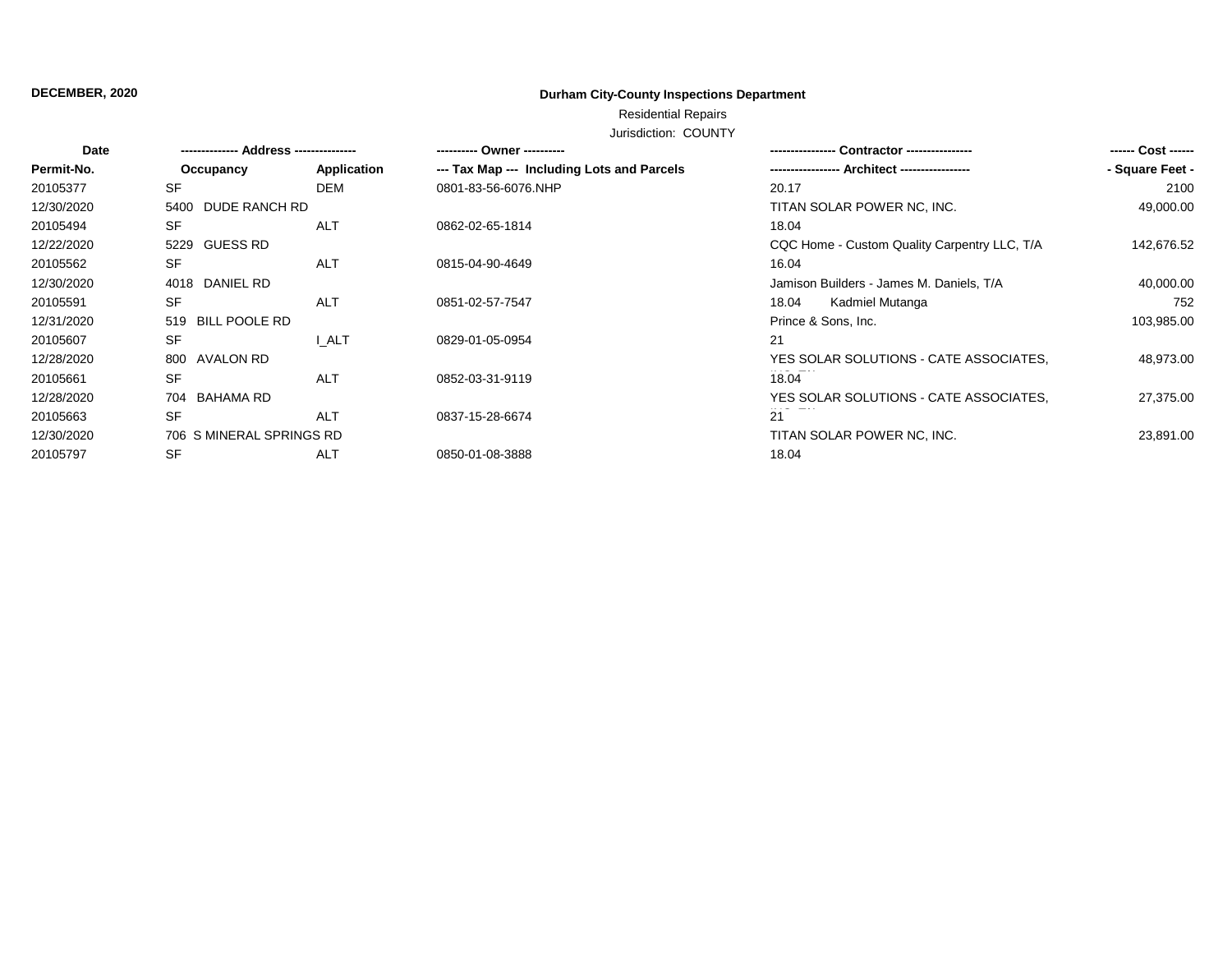**DECEMBER, 2020**

**Durham City-County Inspections Department**

Residential Repairs

Jurisdiction: COUNTY

| Date<br>Permit-No. | -------------- Address ---------------<br>Occupancy | <br>Application | ---------- Owner ----------<br>--- Tax Map --- Including Lots and Parcels | ---------------- Contractor ----------------<br>----------------- Architect ----------------- | ------ Cost ------<br>- Square Feet - |
|---|---|---|---|---|---|
| 20105377 | SF | DEM | 0801-83-56-6076.NHP | 20.17 | 2100 |
| 12/30/2020 | 5400 DUDE RANCH RD | | | TITAN SOLAR POWER NC, INC. | 49,000.00 |
| 20105494 | SF | ALT | 0862-02-65-1814 | 18.04 | |
| 12/22/2020 | 5229 GUESS RD | | | CQC Home - Custom Quality Carpentry LLC, T/A | 142,676.52 |
| 20105562 | SF | ALT | 0815-04-90-4649 | 16.04 | |
| 12/30/2020 | 4018 DANIEL RD | | | Jamison Builders - James M. Daniels, T/A | 40,000.00 |
| 20105591 | SF | ALT | 0851-02-57-7547 | 18.04 Kadmiel Mutanga | 752 |
| 12/31/2020 | 519 BILL POOLE RD | | | Prince & Sons, Inc. | 103,985.00 |
| 20105607 | SF | I_ALT | 0829-01-05-0954 | 21 | |
| 12/28/2020 | 800 AVALON RD | | | YES SOLAR SOLUTIONS - CATE ASSOCIATES, | 48,973.00 |
| 20105661 | SF | ALT | 0852-03-31-9119 | 18.04 | |
| 12/28/2020 | 704 BAHAMA RD | | | YES SOLAR SOLUTIONS - CATE ASSOCIATES, | 27,375.00 |
| 20105663 | SF | ALT | 0837-15-28-6674 | 21 | |
| 12/30/2020 | 706 S MINERAL SPRINGS RD | | | TITAN SOLAR POWER NC, INC. | 23,891.00 |
| 20105797 | SF | ALT | 0850-01-08-3888 | 18.04 | |